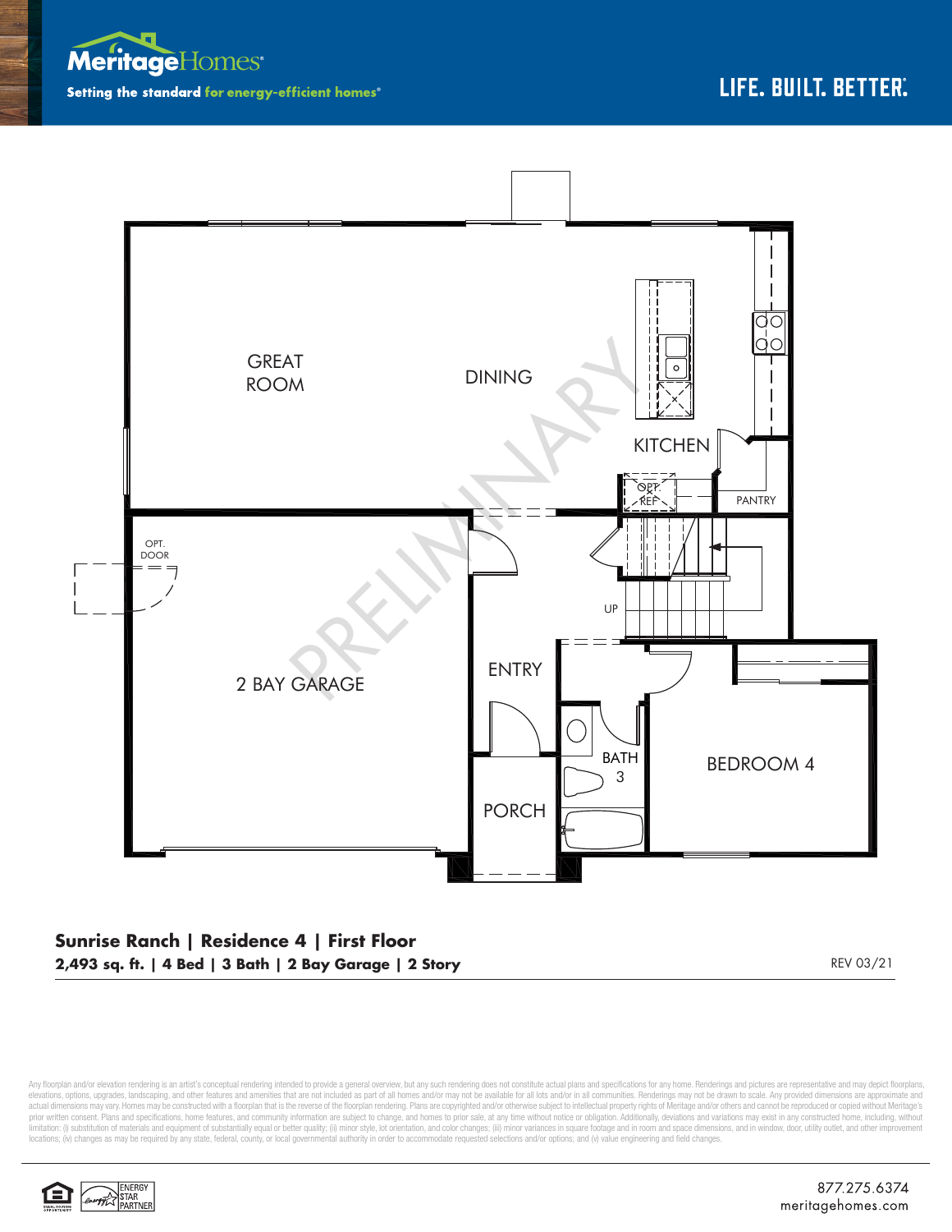MeritageHomes®

Setting the standard for energy-efficient homes®

LIFE. BUILT. BETTER.®

GREAT ROOM

DINING

KITCHEN

OPT. REF

PANTRY

OPT. DOOR

UP

2 BAY GARAGE

ENTRY

BATH 3

BEDROOM 4

PORCH

PRELIMINARY

## Sunrise Ranch | Residence 4 | First Floor

**2,493 sq. ft. | 4 Bed | 3 Bath | 2 Bay Garage | 2 Story**

REV 03/21

Any floorplan and/or elevation rendering is an artist's conceptual rendering intended to provide a general overview, but any such rendering does not constitute actual plans and specifications for any home. Renderings and pictures are representative and may depict floorplans, elevations, options, upgrades, landscaping, and other features and amenities that are not included as part of all homes and/or may not be available for all lots and/or in all communities. Renderings may not be drawn to scale. Any provided dimensions are approximate and actual dimensions may vary. Homes may be constructed with a floorplan that is the reverse of the floorplan rendering. Plans are copyrighted and/or otherwise subject to intellectual property rights of Meritage and/or others and cannot be reproduced or copied without Meritage's prior written consent. Plans and specifications, home features, and community information are subject to change, and homes to prior sale, at any time without notice or obligation. Additionally, deviations and variations may exist in any constructed home, including, without limitation: (i) substitution of materials and equipment of substantially equal or better quality; (ii) minor style, lot orientation, and color changes; (iii) minor variances in square footage and in room and space dimensions, and in window, door, utility outlet, and other improvement locations; (iv) changes as may be required by any state, federal, county, or local governmental authority in order to accommodate requested selections and/or options; and (v) value engineering and field changes.

ENERGY STAR PARTNER

877.275.6374
meritagehomes.com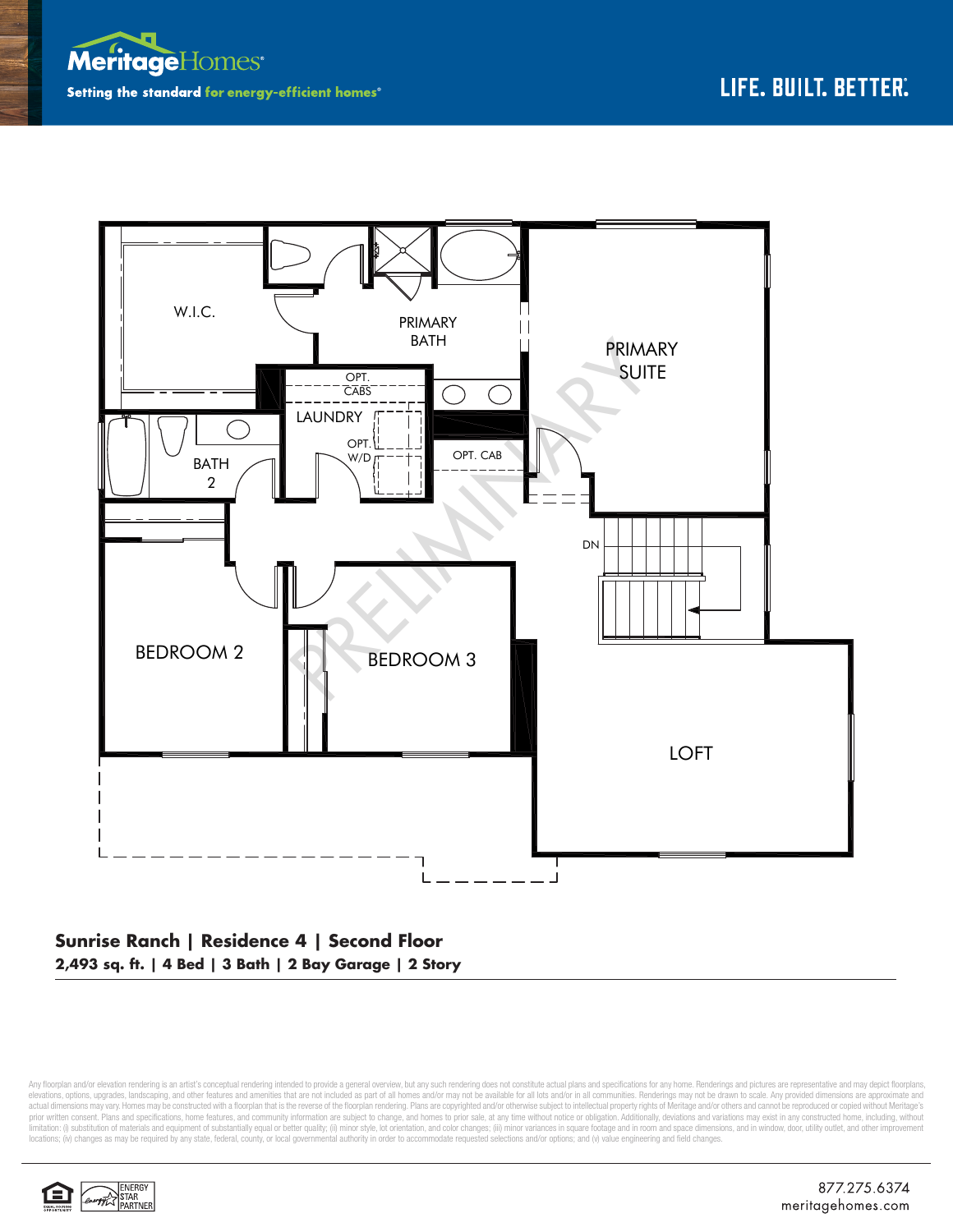Meritage Homes

Setting the standard for energy-efficient homes®

LIFE. BUILT. BETTER.®

W.I.C.

PRIMARY BATH

PRIMARY SUITE

OPT. CABS

LAUNDRY

OPT. W/D

OPT. CAB

BATH 2

DN

BEDROOM 2

BEDROOM 3

LOFT

PRELIMINARY

## Sunrise Ranch | Residence 4 | Second Floor

**2,493 sq. ft. | 4 Bed | 3 Bath | 2 Bay Garage | 2 Story**

Any floorplan and/or elevation rendering is an artist's conceptual rendering intended to provide a general overview, but any such rendering does not constitute actual plans and specifications for any home. Renderings and pictures are representative and may depict floorplans, elevations, options, upgrades, landscaping, and other features and amenities that are not included as part of all homes and/or may not be available for all lots and/or in all communities. Renderings may not be drawn to scale. Any provided dimensions are approximate and actual dimensions may vary. Homes may be constructed with a floorplan that is the reverse of the floorplan rendering. Plans are copyrighted and/or otherwise subject to intellectual property rights of Meritage and/or others and cannot be reproduced or copied without Meritage's prior written consent. Plans and specifications, home features, and community information are subject to change, and homes to prior sale, at any time without notice or obligation. Additionally, deviations and variations may exist in any constructed home, including, without limitation: (i) substitution of materials and equipment of substantially equal or better quality; (ii) minor style, lot orientation, and color changes; (iii) minor variances in square footage and in room and space dimensions, and in window, door, utility outlet, and other improvement locations; (iv) changes as may be required by any state, federal, county, or local governmental authority in order to accommodate requested selections and/or options; and (v) value engineering and field changes.

ENERGY STAR PARTNER

877.275.6374
meritagehomes.com